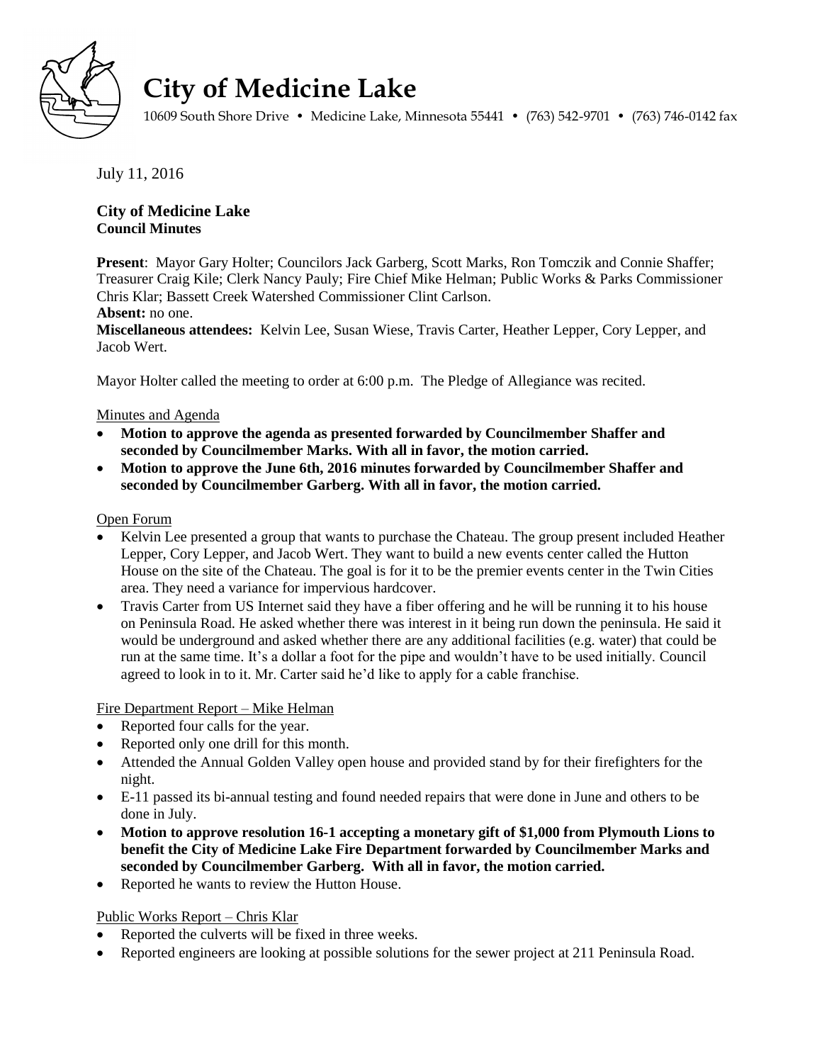# City of Medicine Lake

10609 South Shore Drive • Medicine Lake, Minnesota 55441 • (763) 542-9701 • (763) 746-0142 fax

July 11, 2016

**City of Medicine Lake**
**Council Minutes**

**Present**: Mayor Gary Holter; Councilors Jack Garberg, Scott Marks, Ron Tomczik and Connie Shaffer; Treasurer Craig Kile; Clerk Nancy Pauly; Fire Chief Mike Helman; Public Works & Parks Commissioner Chris Klar; Bassett Creek Watershed Commissioner Clint Carlson.
**Absent:** no one.
**Miscellaneous attendees:** Kelvin Lee, Susan Wiese, Travis Carter, Heather Lepper, Cory Lepper, and Jacob Wert.

Mayor Holter called the meeting to order at 6:00 p.m. The Pledge of Allegiance was recited.

Minutes and Agenda

- **Motion to approve the agenda as presented forwarded by Councilmember Shaffer and seconded by Councilmember Marks. With all in favor, the motion carried.**
- **Motion to approve the June 6th, 2016 minutes forwarded by Councilmember Shaffer and seconded by Councilmember Garberg. With all in favor, the motion carried.**

Open Forum

- Kelvin Lee presented a group that wants to purchase the Chateau. The group present included Heather Lepper, Cory Lepper, and Jacob Wert. They want to build a new events center called the Hutton House on the site of the Chateau. The goal is for it to be the premier events center in the Twin Cities area. They need a variance for impervious hardcover.
- Travis Carter from US Internet said they have a fiber offering and he will be running it to his house on Peninsula Road. He asked whether there was interest in it being run down the peninsula. He said it would be underground and asked whether there are any additional facilities (e.g. water) that could be run at the same time. It's a dollar a foot for the pipe and wouldn't have to be used initially. Council agreed to look in to it. Mr. Carter said he'd like to apply for a cable franchise.

Fire Department Report – Mike Helman

- Reported four calls for the year.
- Reported only one drill for this month.
- Attended the Annual Golden Valley open house and provided stand by for their firefighters for the night.
- E-11 passed its bi-annual testing and found needed repairs that were done in June and others to be done in July.
- **Motion to approve resolution 16-1 accepting a monetary gift of $1,000 from Plymouth Lions to benefit the City of Medicine Lake Fire Department forwarded by Councilmember Marks and seconded by Councilmember Garberg. With all in favor, the motion carried.**
- Reported he wants to review the Hutton House.

Public Works Report – Chris Klar

- Reported the culverts will be fixed in three weeks.
- Reported engineers are looking at possible solutions for the sewer project at 211 Peninsula Road.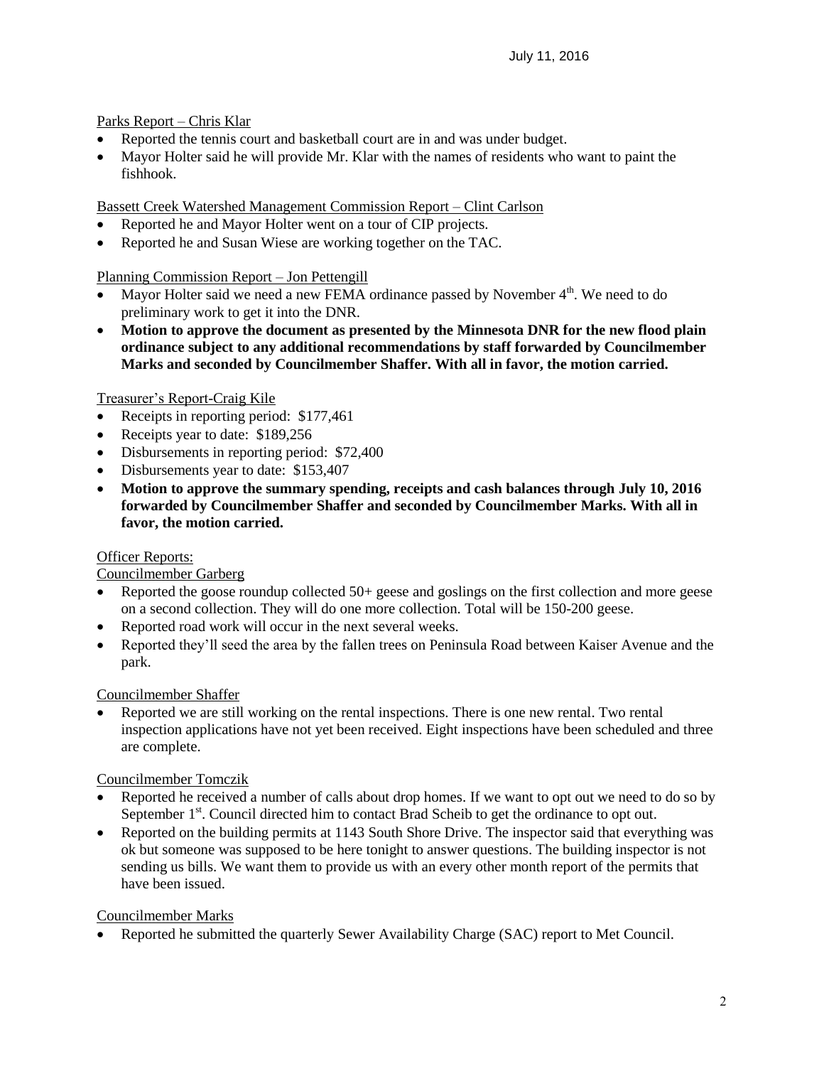Parks Report – Chris Klar

- Reported the tennis court and basketball court are in and was under budget.
- Mayor Holter said he will provide Mr. Klar with the names of residents who want to paint the fishhook.

Bassett Creek Watershed Management Commission Report – Clint Carlson

- Reported he and Mayor Holter went on a tour of CIP projects.
- Reported he and Susan Wiese are working together on the TAC.

Planning Commission Report – Jon Pettengill

- Mayor Holter said we need a new FEMA ordinance passed by November 4th. We need to do preliminary work to get it into the DNR.
- **Motion to approve the document as presented by the Minnesota DNR for the new flood plain ordinance subject to any additional recommendations by staff forwarded by Councilmember Marks and seconded by Councilmember Shaffer. With all in favor, the motion carried.**

Treasurer's Report-Craig Kile

- Receipts in reporting period: $177,461
- Receipts year to date: $189,256
- Disbursements in reporting period: $72,400
- Disbursements year to date: $153,407
- **Motion to approve the summary spending, receipts and cash balances through July 10, 2016 forwarded by Councilmember Shaffer and seconded by Councilmember Marks. With all in favor, the motion carried.**

Officer Reports:

Councilmember Garberg

- Reported the goose roundup collected 50+ geese and goslings on the first collection and more geese on a second collection. They will do one more collection. Total will be 150-200 geese.
- Reported road work will occur in the next several weeks.
- Reported they'll seed the area by the fallen trees on Peninsula Road between Kaiser Avenue and the park.

Councilmember Shaffer

- Reported we are still working on the rental inspections. There is one new rental. Two rental inspection applications have not yet been received. Eight inspections have been scheduled and three are complete.

Councilmember Tomczik

- Reported he received a number of calls about drop homes. If we want to opt out we need to do so by September 1st. Council directed him to contact Brad Scheib to get the ordinance to opt out.
- Reported on the building permits at 1143 South Shore Drive. The inspector said that everything was ok but someone was supposed to be here tonight to answer questions. The building inspector is not sending us bills. We want them to provide us with an every other month report of the permits that have been issued.

Councilmember Marks

- Reported he submitted the quarterly Sewer Availability Charge (SAC) report to Met Council.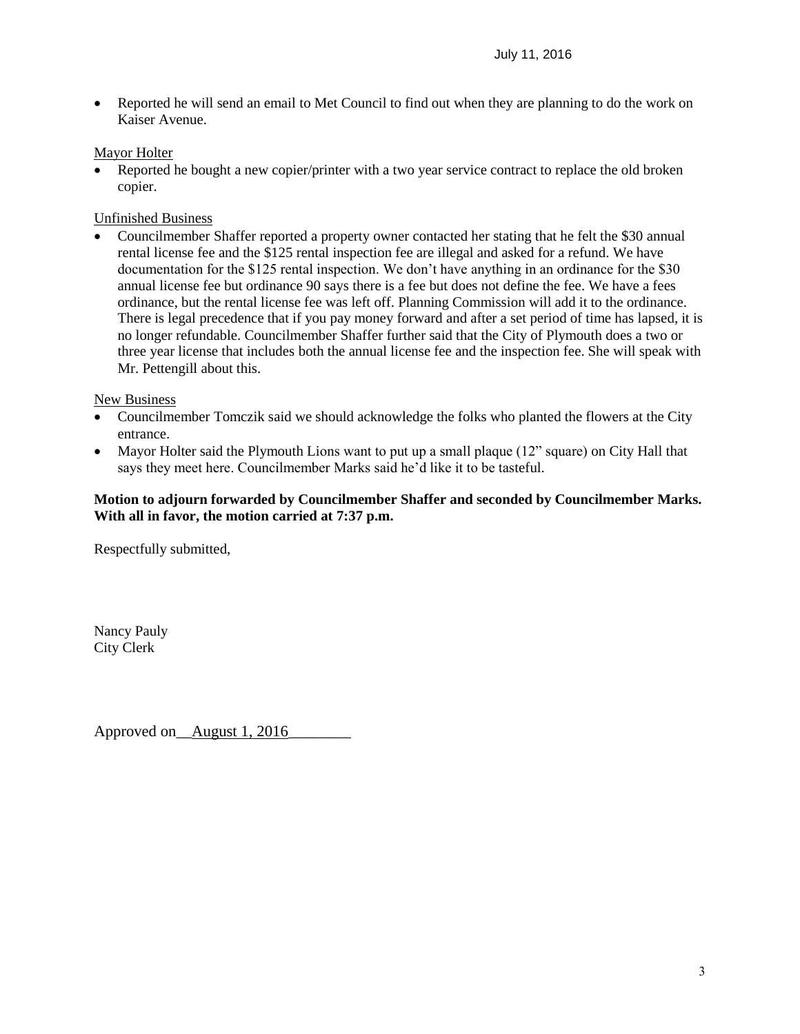- Reported he will send an email to Met Council to find out when they are planning to do the work on Kaiser Avenue.

Mayor Holter

- Reported he bought a new copier/printer with a two year service contract to replace the old broken copier.

Unfinished Business

- Councilmember Shaffer reported a property owner contacted her stating that he felt the $30 annual rental license fee and the $125 rental inspection fee are illegal and asked for a refund. We have documentation for the $125 rental inspection. We don't have anything in an ordinance for the $30 annual license fee but ordinance 90 says there is a fee but does not define the fee. We have a fees ordinance, but the rental license fee was left off. Planning Commission will add it to the ordinance. There is legal precedence that if you pay money forward and after a set period of time has lapsed, it is no longer refundable. Councilmember Shaffer further said that the City of Plymouth does a two or three year license that includes both the annual license fee and the inspection fee. She will speak with Mr. Pettengill about this.

New Business

- Councilmember Tomczik said we should acknowledge the folks who planted the flowers at the City entrance.
- Mayor Holter said the Plymouth Lions want to put up a small plaque (12" square) on City Hall that says they meet here. Councilmember Marks said he'd like it to be tasteful.

**Motion to adjourn forwarded by Councilmember Shaffer and seconded by Councilmember Marks. With all in favor, the motion carried at 7:37 p.m.**

Respectfully submitted,

Nancy Pauly
City Clerk

Approved on __August 1, 2016________